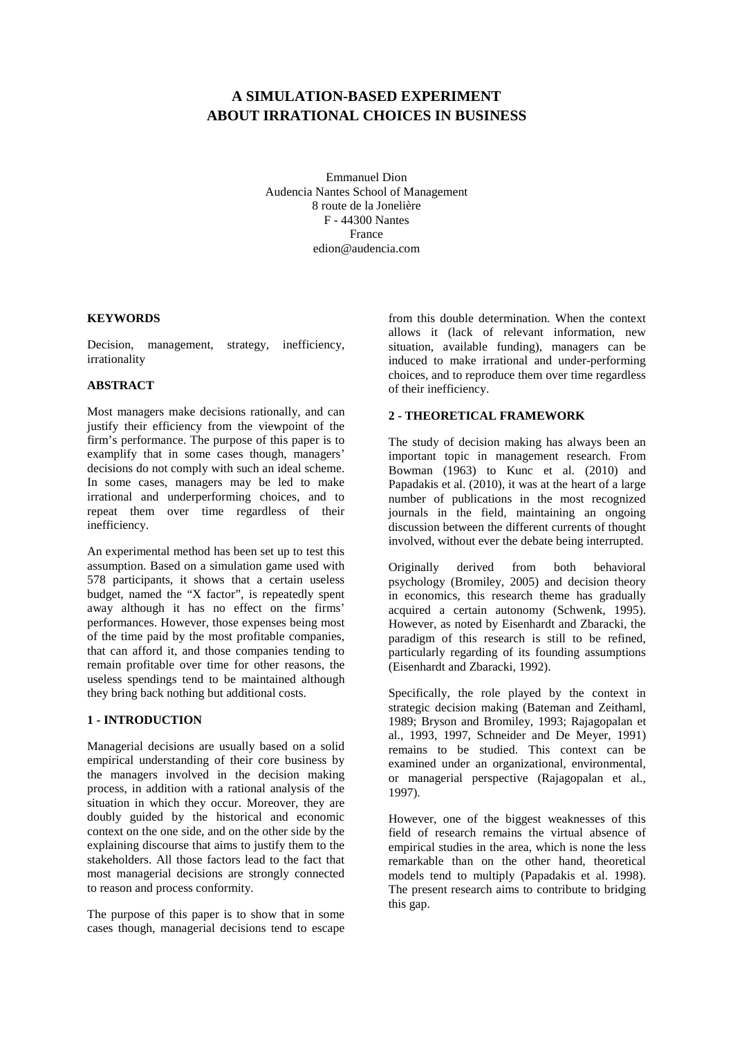# A SIMULATION-BASED EXPERIMENT ABOUT IRRATIONAL CHOICES IN BUSINESS

Emmanuel Dion
Audencia Nantes School of Management
8 route de la Jonelière
F - 44300 Nantes
France
edion@audencia.com

## KEYWORDS

Decision, management, strategy, inefficiency, irrationality

## ABSTRACT

Most managers make decisions rationally, and can justify their efficiency from the viewpoint of the firm's performance. The purpose of this paper is to examplify that in some cases though, managers' decisions do not comply with such an ideal scheme. In some cases, managers may be led to make irrational and underperforming choices, and to repeat them over time regardless of their inefficiency.

An experimental method has been set up to test this assumption. Based on a simulation game used with 578 participants, it shows that a certain useless budget, named the "X factor", is repeatedly spent away although it has no effect on the firms' performances. However, those expenses being most of the time paid by the most profitable companies, that can afford it, and those companies tending to remain profitable over time for other reasons, the useless spendings tend to be maintained although they bring back nothing but additional costs.

## 1 - INTRODUCTION

Managerial decisions are usually based on a solid empirical understanding of their core business by the managers involved in the decision making process, in addition with a rational analysis of the situation in which they occur. Moreover, they are doubly guided by the historical and economic context on the one side, and on the other side by the explaining discourse that aims to justify them to the stakeholders. All those factors lead to the fact that most managerial decisions are strongly connected to reason and process conformity.

The purpose of this paper is to show that in some cases though, managerial decisions tend to escape from this double determination. When the context allows it (lack of relevant information, new situation, available funding), managers can be induced to make irrational and under-performing choices, and to reproduce them over time regardless of their inefficiency.

## 2 - THEORETICAL FRAMEWORK

The study of decision making has always been an important topic in management research. From Bowman (1963) to Kunc et al. (2010) and Papadakis et al. (2010), it was at the heart of a large number of publications in the most recognized journals in the field, maintaining an ongoing discussion between the different currents of thought involved, without ever the debate being interrupted.

Originally derived from both behavioral psychology (Bromiley, 2005) and decision theory in economics, this research theme has gradually acquired a certain autonomy (Schwenk, 1995). However, as noted by Eisenhardt and Zbaracki, the paradigm of this research is still to be refined, particularly regarding of its founding assumptions (Eisenhardt and Zbaracki, 1992).

Specifically, the role played by the context in strategic decision making (Bateman and Zeithaml, 1989; Bryson and Bromiley, 1993; Rajagopalan et al., 1993, 1997, Schneider and De Meyer, 1991) remains to be studied. This context can be examined under an organizational, environmental, or managerial perspective (Rajagopalan et al., 1997).

However, one of the biggest weaknesses of this field of research remains the virtual absence of empirical studies in the area, which is none the less remarkable than on the other hand, theoretical models tend to multiply (Papadakis et al. 1998). The present research aims to contribute to bridging this gap.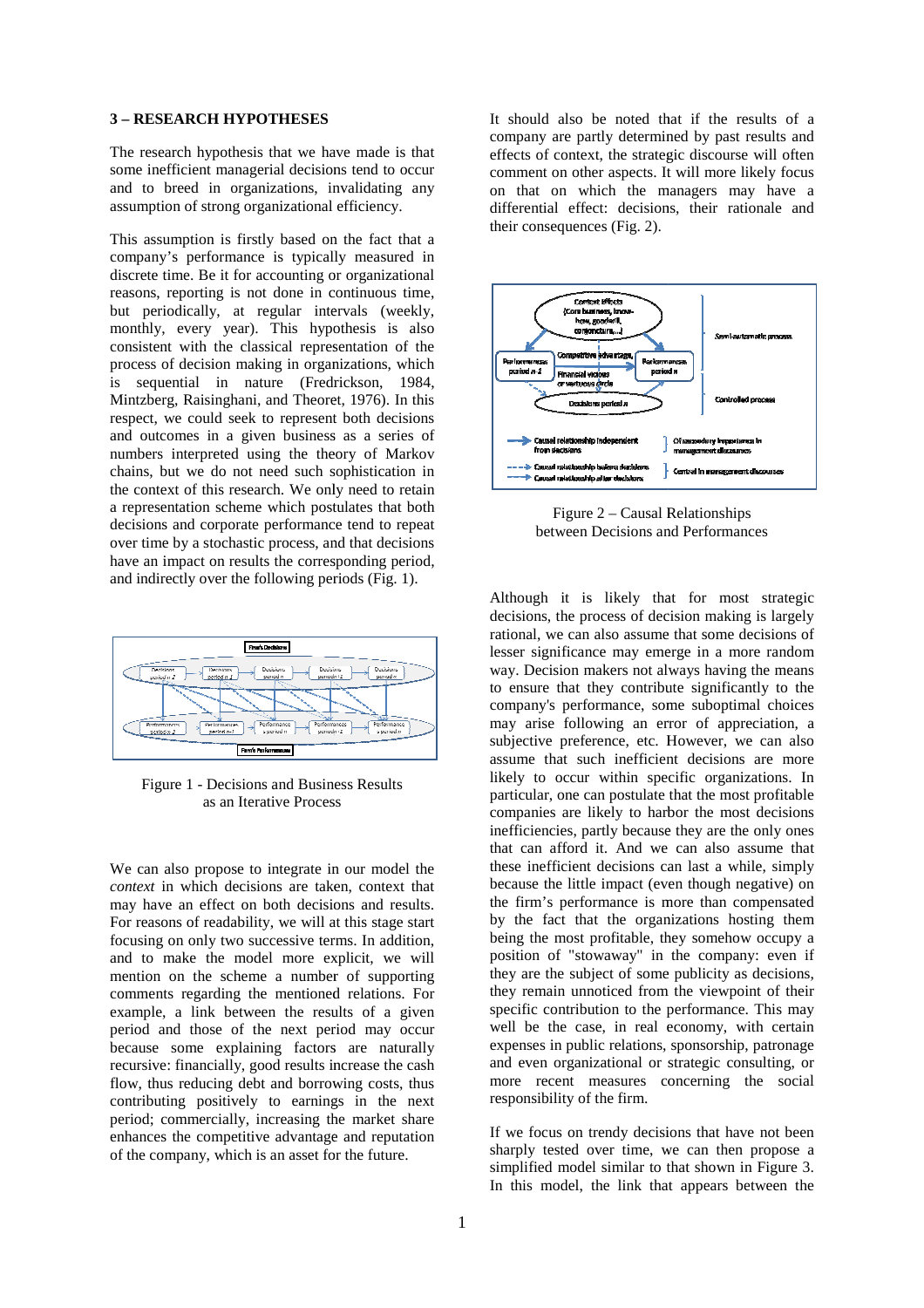## 3 – RESEARCH HYPOTHESES

The research hypothesis that we have made is that some inefficient managerial decisions tend to occur and to breed in organizations, invalidating any assumption of strong organizational efficiency.

This assumption is firstly based on the fact that a company's performance is typically measured in discrete time. Be it for accounting or organizational reasons, reporting is not done in continuous time, but periodically, at regular intervals (weekly, monthly, every year). This hypothesis is also consistent with the classical representation of the process of decision making in organizations, which is sequential in nature (Fredrickson, 1984, Mintzberg, Raisinghani, and Theoret, 1976). In this respect, we could seek to represent both decisions and outcomes in a given business as a series of numbers interpreted using the theory of Markov chains, but we do not need such sophistication in the context of this research. We only need to retain a representation scheme which postulates that both decisions and corporate performance tend to repeat over time by a stochastic process, and that decisions have an impact on results the corresponding period, and indirectly over the following periods (Fig. 1).

Figure 1 - Decisions and Business Results as an Iterative Process

We can also propose to integrate in our model the *context* in which decisions are taken, context that may have an effect on both decisions and results. For reasons of readability, we will at this stage start focusing on only two successive terms. In addition, and to make the model more explicit, we will mention on the scheme a number of supporting comments regarding the mentioned relations. For example, a link between the results of a given period and those of the next period may occur because some explaining factors are naturally recursive: financially, good results increase the cash flow, thus reducing debt and borrowing costs, thus contributing positively to earnings in the next period; commercially, increasing the market share enhances the competitive advantage and reputation of the company, which is an asset for the future.

It should also be noted that if the results of a company are partly determined by past results and effects of context, the strategic discourse will often comment on other aspects. It will more likely focus on that on which the managers may have a differential effect: decisions, their rationale and their consequences (Fig. 2).

Figure 2 – Causal Relationships between Decisions and Performances

Although it is likely that for most strategic decisions, the process of decision making is largely rational, we can also assume that some decisions of lesser significance may emerge in a more random way. Decision makers not always having the means to ensure that they contribute significantly to the company's performance, some suboptimal choices may arise following an error of appreciation, a subjective preference, etc. However, we can also assume that such inefficient decisions are more likely to occur within specific organizations. In particular, one can postulate that the most profitable companies are likely to harbor the most decisions inefficiencies, partly because they are the only ones that can afford it. And we can also assume that these inefficient decisions can last a while, simply because the little impact (even though negative) on the firm's performance is more than compensated by the fact that the organizations hosting them being the most profitable, they somehow occupy a position of "stowaway" in the company: even if they are the subject of some publicity as decisions, they remain unnoticed from the viewpoint of their specific contribution to the performance. This may well be the case, in real economy, with certain expenses in public relations, sponsorship, patronage and even organizational or strategic consulting, or more recent measures concerning the social responsibility of the firm.

If we focus on trendy decisions that have not been sharply tested over time, we can then propose a simplified model similar to that shown in Figure 3. In this model, the link that appears between the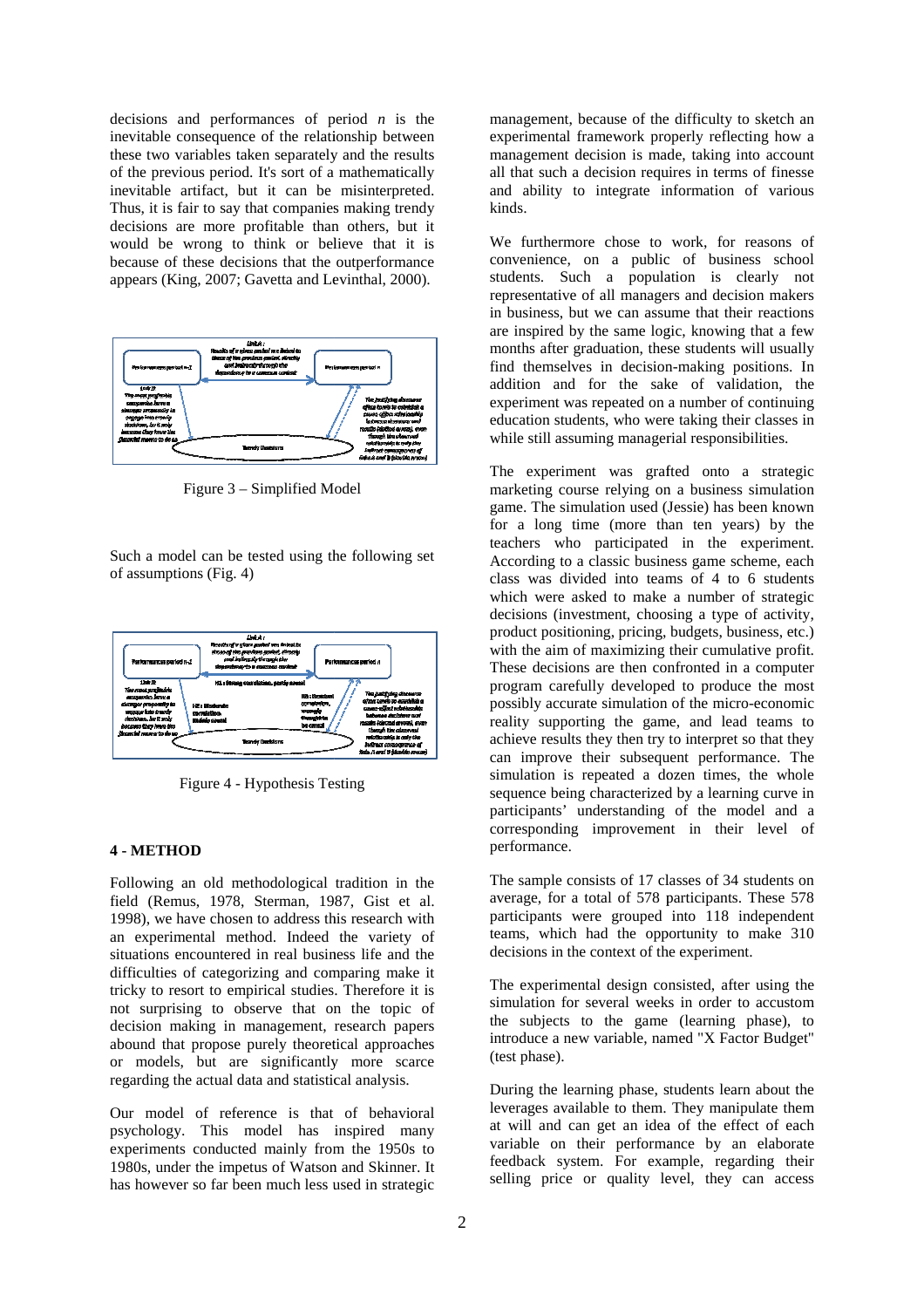decisions and performances of period *n* is the inevitable consequence of the relationship between these two variables taken separately and the results of the previous period. It's sort of a mathematically inevitable artifact, but it can be misinterpreted. Thus, it is fair to say that companies making trendy decisions are more profitable than others, but it would be wrong to think or believe that it is because of these decisions that the outperformance appears (King, 2007; Gavetta and Levinthal, 2000).

Figure 3 – Simplified Model

Such a model can be tested using the following set of assumptions (Fig. 4)

Figure 4 - Hypothesis Testing

## 4 - METHOD

Following an old methodological tradition in the field (Remus, 1978, Sterman, 1987, Gist et al. 1998), we have chosen to address this research with an experimental method. Indeed the variety of situations encountered in real business life and the difficulties of categorizing and comparing make it tricky to resort to empirical studies. Therefore it is not surprising to observe that on the topic of decision making in management, research papers abound that propose purely theoretical approaches or models, but are significantly more scarce regarding the actual data and statistical analysis.

Our model of reference is that of behavioral psychology. This model has inspired many experiments conducted mainly from the 1950s to 1980s, under the impetus of Watson and Skinner. It has however so far been much less used in strategic management, because of the difficulty to sketch an experimental framework properly reflecting how a management decision is made, taking into account all that such a decision requires in terms of finesse and ability to integrate information of various kinds.

We furthermore chose to work, for reasons of convenience, on a public of business school students. Such a population is clearly not representative of all managers and decision makers in business, but we can assume that their reactions are inspired by the same logic, knowing that a few months after graduation, these students will usually find themselves in decision-making positions. In addition and for the sake of validation, the experiment was repeated on a number of continuing education students, who were taking their classes in while still assuming managerial responsibilities.

The experiment was grafted onto a strategic marketing course relying on a business simulation game. The simulation used (Jessie) has been known for a long time (more than ten years) by the teachers who participated in the experiment. According to a classic business game scheme, each class was divided into teams of 4 to 6 students which were asked to make a number of strategic decisions (investment, choosing a type of activity, product positioning, pricing, budgets, business, etc.) with the aim of maximizing their cumulative profit. These decisions are then confronted in a computer program carefully developed to produce the most possibly accurate simulation of the micro-economic reality supporting the game, and lead teams to achieve results they then try to interpret so that they can improve their subsequent performance. The simulation is repeated a dozen times, the whole sequence being characterized by a learning curve in participants' understanding of the model and a corresponding improvement in their level of performance.

The sample consists of 17 classes of 34 students on average, for a total of 578 participants. These 578 participants were grouped into 118 independent teams, which had the opportunity to make 310 decisions in the context of the experiment.

The experimental design consisted, after using the simulation for several weeks in order to accustom the subjects to the game (learning phase), to introduce a new variable, named "X Factor Budget" (test phase).

During the learning phase, students learn about the leverages available to them. They manipulate them at will and can get an idea of the effect of each variable on their performance by an elaborate feedback system. For example, regarding their selling price or quality level, they can access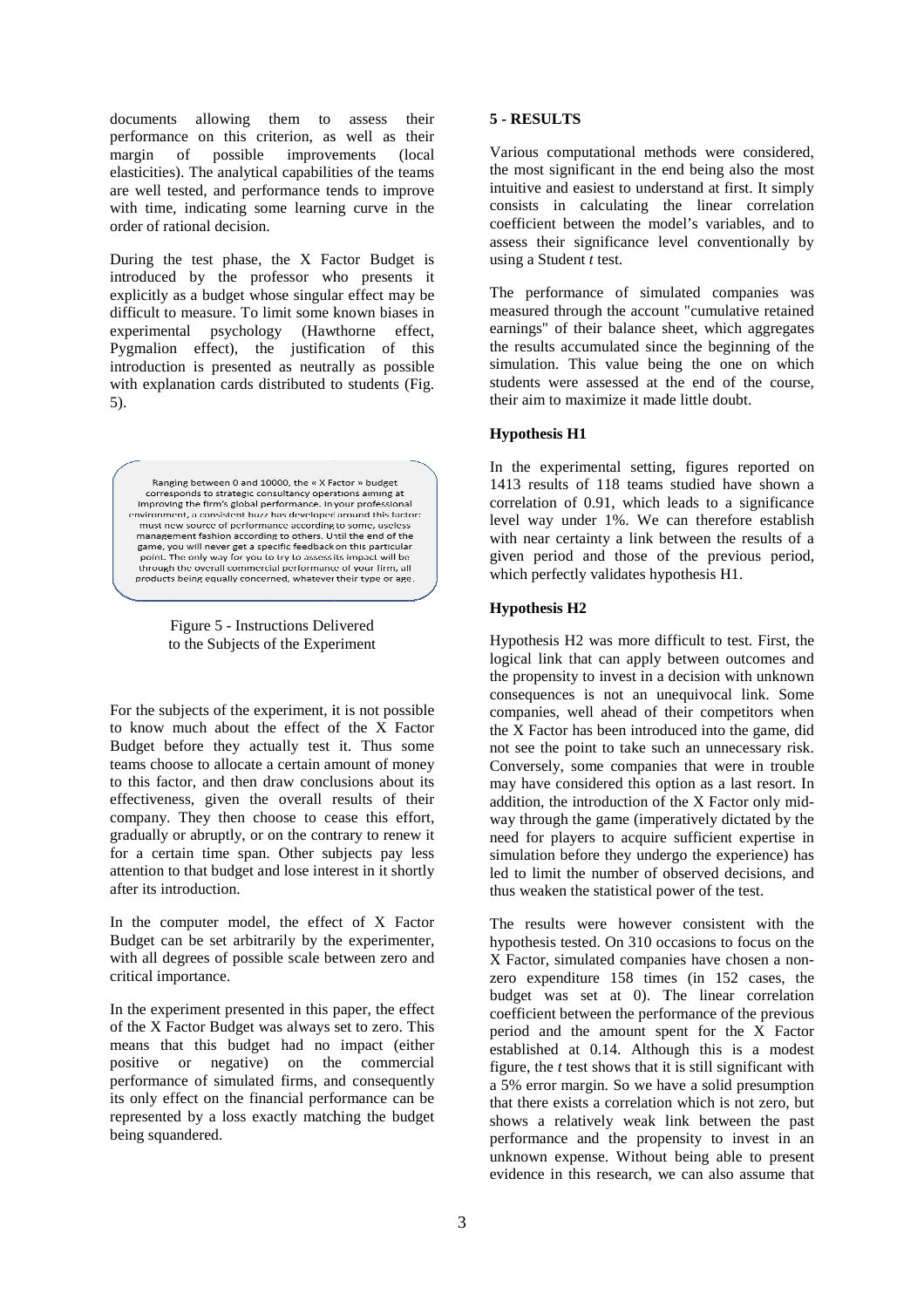documents allowing them to assess their performance on this criterion, as well as their margin of possible improvements (local elasticities). The analytical capabilities of the teams are well tested, and performance tends to improve with time, indicating some learning curve in the order of rational decision.

During the test phase, the X Factor Budget is introduced by the professor who presents it explicitly as a budget whose singular effect may be difficult to measure. To limit some known biases in experimental psychology (Hawthorne effect, Pygmalion effect), the justification of this introduction is presented as neutrally as possible with explanation cards distributed to students (Fig. 5).

> Ranging between 0 and 10000, the « X Factor » budget corresponds to strategic consultancy operations aiming at improving the firm's global performance. In your professional environment, a consistent buzz has developed around this factor: must new source of performance according to some, useless management fashion according to others. Until the end of the game, you will never get a specific feedback on this particular point. The only way for you to try to assess its impact will be through the overall commercial performance of your firm, all products being equally concerned, whatever their type or age.

Figure 5 - Instructions Delivered to the Subjects of the Experiment

For the subjects of the experiment, it is not possible to know much about the effect of the X Factor Budget before they actually test it. Thus some teams choose to allocate a certain amount of money to this factor, and then draw conclusions about its effectiveness, given the overall results of their company. They then choose to cease this effort, gradually or abruptly, or on the contrary to renew it for a certain time span. Other subjects pay less attention to that budget and lose interest in it shortly after its introduction.

In the computer model, the effect of X Factor Budget can be set arbitrarily by the experimenter, with all degrees of possible scale between zero and critical importance.

In the experiment presented in this paper, the effect of the X Factor Budget was always set to zero. This means that this budget had no impact (either positive or negative) on the commercial performance of simulated firms, and consequently its only effect on the financial performance can be represented by a loss exactly matching the budget being squandered.

## 5 - RESULTS

Various computational methods were considered, the most significant in the end being also the most intuitive and easiest to understand at first. It simply consists in calculating the linear correlation coefficient between the model's variables, and to assess their significance level conventionally by using a Student *t* test.

The performance of simulated companies was measured through the account "cumulative retained earnings" of their balance sheet, which aggregates the results accumulated since the beginning of the simulation. This value being the one on which students were assessed at the end of the course, their aim to maximize it made little doubt.

### Hypothesis H1

In the experimental setting, figures reported on 1413 results of 118 teams studied have shown a correlation of 0.91, which leads to a significance level way under 1%. We can therefore establish with near certainty a link between the results of a given period and those of the previous period, which perfectly validates hypothesis H1.

### Hypothesis H2

Hypothesis H2 was more difficult to test. First, the logical link that can apply between outcomes and the propensity to invest in a decision with unknown consequences is not an unequivocal link. Some companies, well ahead of their competitors when the X Factor has been introduced into the game, did not see the point to take such an unnecessary risk. Conversely, some companies that were in trouble may have considered this option as a last resort. In addition, the introduction of the X Factor only mid-way through the game (imperatively dictated by the need for players to acquire sufficient expertise in simulation before they undergo the experience) has led to limit the number of observed decisions, and thus weaken the statistical power of the test.

The results were however consistent with the hypothesis tested. On 310 occasions to focus on the X Factor, simulated companies have chosen a non-zero expenditure 158 times (in 152 cases, the budget was set at 0). The linear correlation coefficient between the performance of the previous period and the amount spent for the X Factor established at 0.14. Although this is a modest figure, the *t* test shows that it is still significant with a 5% error margin. So we have a solid presumption that there exists a correlation which is not zero, but shows a relatively weak link between the past performance and the propensity to invest in an unknown expense. Without being able to present evidence in this research, we can also assume that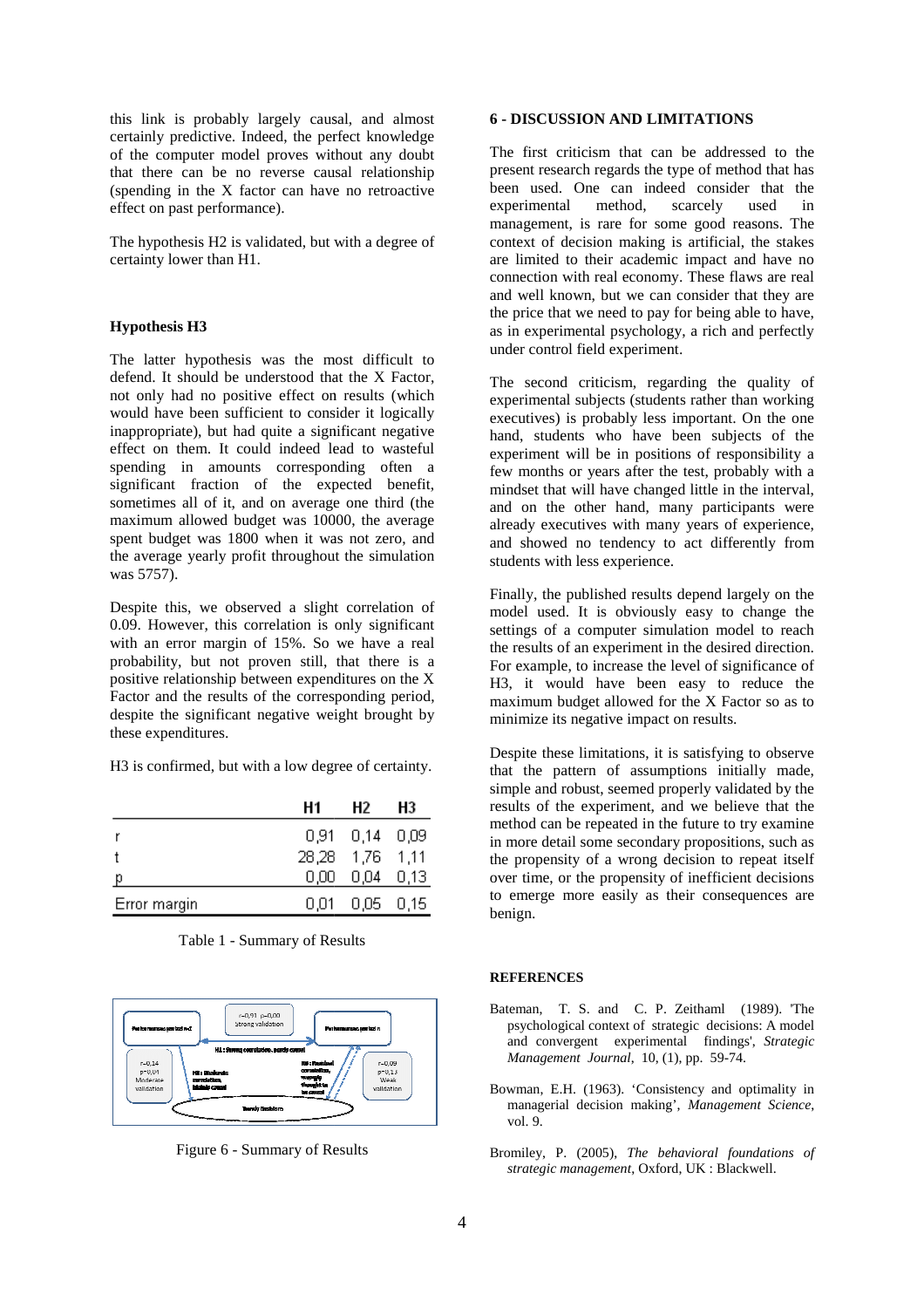this link is probably largely causal, and almost certainly predictive. Indeed, the perfect knowledge of the computer model proves without any doubt that there can be no reverse causal relationship (spending in the X factor can have no retroactive effect on past performance).

The hypothesis H2 is validated, but with a degree of certainty lower than H1.

### Hypothesis H3

The latter hypothesis was the most difficult to defend. It should be understood that the X Factor, not only had no positive effect on results (which would have been sufficient to consider it logically inappropriate), but had quite a significant negative effect on them. It could indeed lead to wasteful spending in amounts corresponding often a significant fraction of the expected benefit, sometimes all of it, and on average one third (the maximum allowed budget was 10000, the average spent budget was 1800 when it was not zero, and the average yearly profit throughout the simulation was 5757).

Despite this, we observed a slight correlation of 0.09. However, this correlation is only significant with an error margin of 15%. So we have a real probability, but not proven still, that there is a positive relationship between expenditures on the X Factor and the results of the corresponding period, despite the significant negative weight brought by these expenditures.

H3 is confirmed, but with a low degree of certainty.

| | H1 | H2 | H3 |
|---|---|---|---|
| r | 0,91 | 0,14 | 0,09 |
| t | 28,28 | 1,76 | 1,11 |
| p | 0,00 | 0,04 | 0,13 |
| Error margin | 0,01 | 0,05 | 0,15 |

Table 1 - Summary of Results

Figure 6 - Summary of Results

## 6 - DISCUSSION AND LIMITATIONS

The first criticism that can be addressed to the present research regards the type of method that has been used. One can indeed consider that the experimental method, scarcely used in management, is rare for some good reasons. The context of decision making is artificial, the stakes are limited to their academic impact and have no connection with real economy. These flaws are real and well known, but we can consider that they are the price that we need to pay for being able to have, as in experimental psychology, a rich and perfectly under control field experiment.

The second criticism, regarding the quality of experimental subjects (students rather than working executives) is probably less important. On the one hand, students who have been subjects of the experiment will be in positions of responsibility a few months or years after the test, probably with a mindset that will have changed little in the interval, and on the other hand, many participants were already executives with many years of experience, and showed no tendency to act differently from students with less experience.

Finally, the published results depend largely on the model used. It is obviously easy to change the settings of a computer simulation model to reach the results of an experiment in the desired direction. For example, to increase the level of significance of H3, it would have been easy to reduce the maximum budget allowed for the X Factor so as to minimize its negative impact on results.

Despite these limitations, it is satisfying to observe that the pattern of assumptions initially made, simple and robust, seemed properly validated by the results of the experiment, and we believe that the method can be repeated in the future to try examine in more detail some secondary propositions, such as the propensity of a wrong decision to repeat itself over time, or the propensity of inefficient decisions to emerge more easily as their consequences are benign.

## REFERENCES

Bateman, T. S. and C. P. Zeithaml (1989). 'The psychological context of strategic decisions: A model and convergent experimental findings', *Strategic Management Journal*, 10, (1), pp. 59-74.

Bowman, E.H. (1963). 'Consistency and optimality in managerial decision making', *Management Science*, vol. 9.

Bromiley, P. (2005), *The behavioral foundations of strategic management*, Oxford, UK : Blackwell.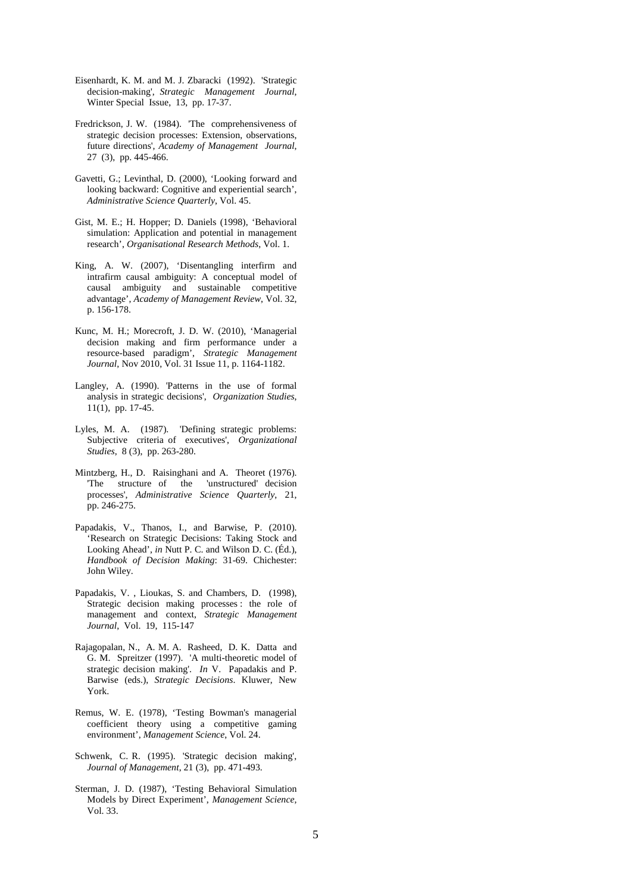Eisenhardt, K. M. and M. J. Zbaracki (1992). 'Strategic decision-making', *Strategic Management Journal*, Winter Special Issue, 13, pp. 17-37.

Fredrickson, J. W. (1984). 'The comprehensiveness of strategic decision processes: Extension, observations, future directions', *Academy of Management Journal*, 27 (3), pp. 445-466.

Gavetti, G.; Levinthal, D. (2000), 'Looking forward and looking backward: Cognitive and experiential search', *Administrative Science Quarterly*, Vol. 45.

Gist, M. E.; H. Hopper; D. Daniels (1998), 'Behavioral simulation: Application and potential in management research', *Organisational Research Methods*, Vol. 1.

King, A. W. (2007), 'Disentangling interfirm and intrafirm causal ambiguity: A conceptual model of causal ambiguity and sustainable competitive advantage', *Academy of Management Review*, Vol. 32, p. 156-178.

Kunc, M. H.; Morecroft, J. D. W. (2010), 'Managerial decision making and firm performance under a resource-based paradigm', *Strategic Management Journal*, Nov 2010, Vol. 31 Issue 11, p. 1164-1182.

Langley, A. (1990). 'Patterns in the use of formal analysis in strategic decisions', *Organization Studies*, 11(1), pp. 17-45.

Lyles, M. A. (1987). 'Defining strategic problems: Subjective criteria of executives', *Organizational Studies*, 8 (3), pp. 263-280.

Mintzberg, H., D. Raisinghani and A. Theoret (1976). 'The structure of the 'unstructured' decision processes', *Administrative Science Quarterly*, 21, pp. 246-275.

Papadakis, V., Thanos, I., and Barwise, P. (2010). 'Research on Strategic Decisions: Taking Stock and Looking Ahead', *in* Nutt P. C. and Wilson D. C. (Éd.), *Handbook of Decision Making*: 31-69. Chichester: John Wiley.

Papadakis, V. , Lioukas, S. and Chambers, D. (1998), Strategic decision making processes : the role of management and context, *Strategic Management Journal*, Vol. 19, 115-147

Rajagopalan, N., A. M. A. Rasheed, D. K. Datta and G. M. Spreitzer (1997). 'A multi-theoretic model of strategic decision making'. *In* V. Papadakis and P. Barwise (eds.), *Strategic Decisions*. Kluwer, New York.

Remus, W. E. (1978), 'Testing Bowman's managerial coefficient theory using a competitive gaming environment', *Management Science*, Vol. 24.

Schwenk, C. R. (1995). 'Strategic decision making', *Journal of Management*, 21 (3), pp. 471-493.

Sterman, J. D. (1987), 'Testing Behavioral Simulation Models by Direct Experiment', *Management Science*, Vol. 33.